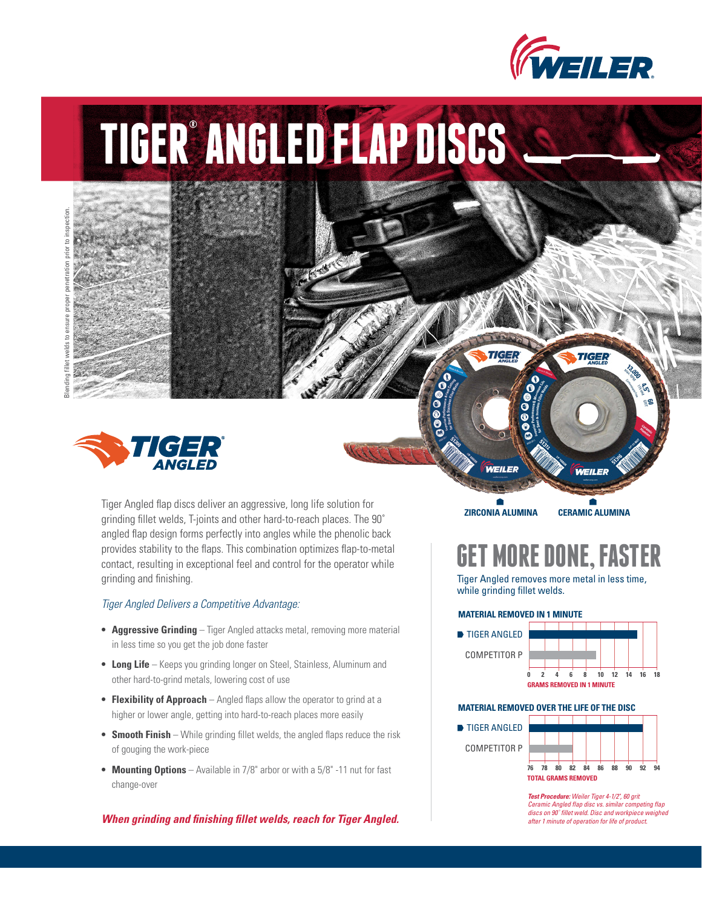# TIGER® ANGLED FLAP DISCS

Blending fillet welds to ensure proper penetration prior to inspection.

ZIRCONIA ALUMINA

CERAMIC ALUMINA

Tiger Angled flap discs deliver an aggressive, long life solution for grinding fillet welds, T-joints and other hard-to-reach places. The 90˚ angled flap design forms perfectly into angles while the phenolic back provides stability to the flaps. This combination optimizes flap-to-metal contact, resulting in exceptional feel and control for the operator while grinding and finishing.

*Tiger Angled Delivers a Competitive Advantage:*

- **Aggressive Grinding** – Tiger Angled attacks metal, removing more material in less time so you get the job done faster
- **Long Life** – Keeps you grinding longer on Steel, Stainless, Aluminum and other hard-to-grind metals, lowering cost of use
- **Flexibility of Approach** – Angled flaps allow the operator to grind at a higher or lower angle, getting into hard-to-reach places more easily
- **Smooth Finish** – While grinding fillet welds, the angled flaps reduce the risk of gouging the work-piece
- **Mounting Options** – Available in 7/8" arbor or with a 5/8" -11 nut for fast change-over

***When grinding and finishing fillet welds, reach for Tiger Angled.***

## GET MORE DONE, FASTER

Tiger Angled removes more metal in less time, while grinding fillet welds.

**MATERIAL REMOVED IN 1 MINUTE**

| | Grams Removed in 1 Minute |
|---|---|
| TIGER ANGLED | ~15.5 |
| COMPETITOR P | ~9.5 |

Axis: 0 2 4 6 8 10 12 14 16 18 — GRAMS REMOVED IN 1 MINUTE

**MATERIAL REMOVED OVER THE LIFE OF THE DISC**

| | Total Grams Removed |
|---|---|
| TIGER ANGLED | ~92 |
| COMPETITOR P | ~82 |

Axis: 76 78 80 82 84 86 88 90 92 94 — TOTAL GRAMS REMOVED

***Test Procedure:** Weiler Tiger 4-1/2", 60 grit Ceramic Angled flap disc vs. similar competing flap discs on 90˚ fillet weld. Disc and workpiece weighed after 1 minute of operation for life of product.*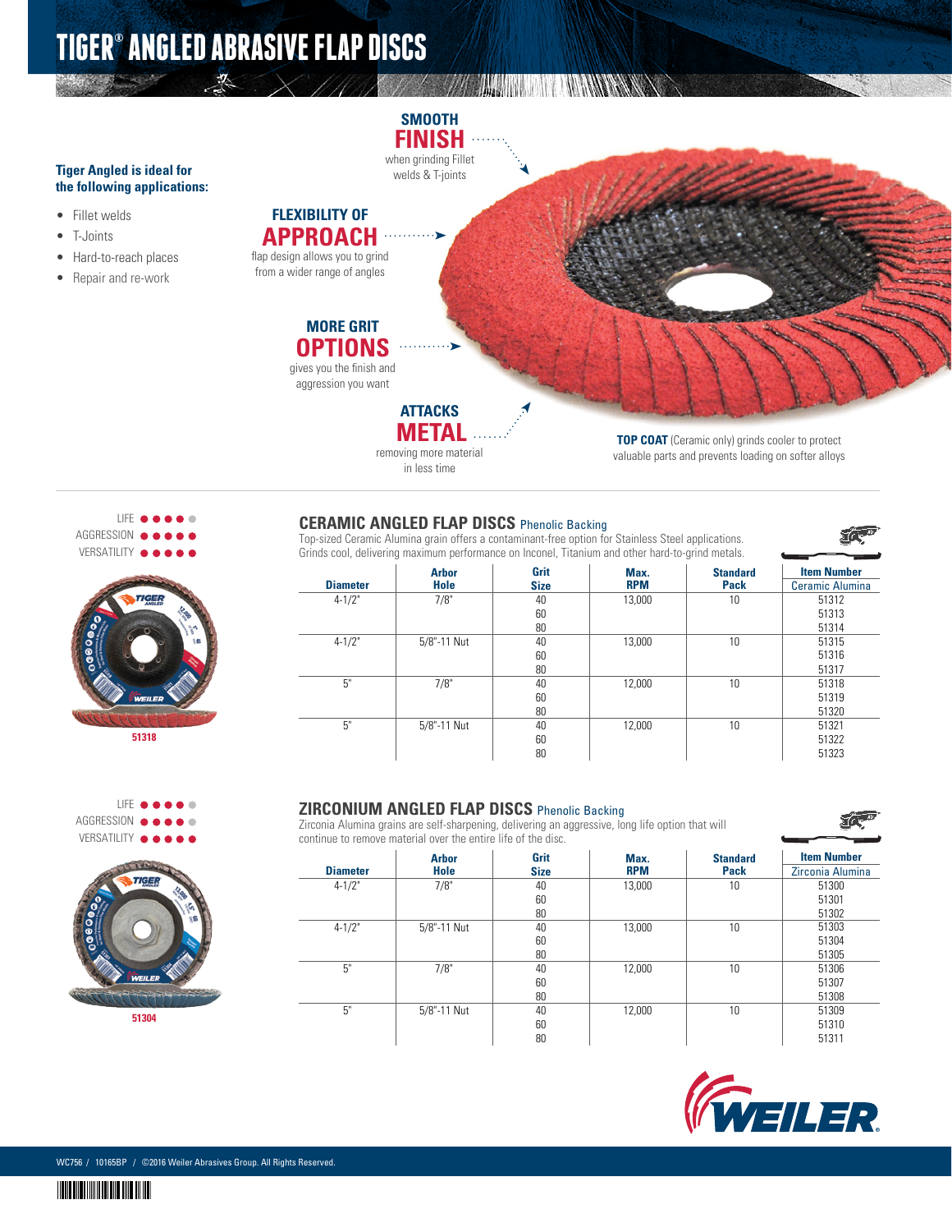# TIGER® ANGLED ABRASIVE FLAP DISCS

**Tiger Angled is ideal for the following applications:**

- Fillet welds
- T-Joints
- Hard-to-reach places
- Repair and re-work

**SMOOTH FINISH** when grinding Fillet welds & T-joints

**FLEXIBILITY OF APPROACH** flap design allows you to grind from a wider range of angles

**MORE GRIT OPTIONS** gives you the finish and aggression you want

**ATTACKS METAL** removing more material in less time

**TOP COAT** (Ceramic only) grinds cooler to protect valuable parts and prevents loading on softer alloys

## CERAMIC ANGLED FLAP DISCS Phenolic Backing

LIFE ●●●●○
AGGRESSION ●●●●●
VERSATILITY ●●●●●

Top-sized Ceramic Alumina grain offers a contaminant-free option for Stainless Steel applications. Grinds cool, delivering maximum performance on Inconel, Titanium and other hard-to-grind metals.

| Diameter | Arbor Hole | Grit Size | Max. RPM | Standard Pack | Item Number Ceramic Alumina |
|---|---|---|---|---|---|
| 4-1/2" | 7/8" | 40 | 13,000 | 10 | 51312 |
| | | 60 | | | 51313 |
| | | 80 | | | 51314 |
| 4-1/2" | 5/8"-11 Nut | 40 | 13,000 | 10 | 51315 |
| | | 60 | | | 51316 |
| | | 80 | | | 51317 |
| 5" | 7/8" | 40 | 12,000 | 10 | 51318 |
| | | 60 | | | 51319 |
| | | 80 | | | 51320 |
| 5" | 5/8"-11 Nut | 40 | 12,000 | 10 | 51321 |
| | | 60 | | | 51322 |
| | | 80 | | | 51323 |

51318

## ZIRCONIUM ANGLED FLAP DISCS Phenolic Backing

LIFE ●●●●○
AGGRESSION ●●●●○
VERSATILITY ●●●●●

Zirconia Alumina grains are self-sharpening, delivering an aggressive, long life option that will continue to remove material over the entire life of the disc.

| Diameter | Arbor Hole | Grit Size | Max. RPM | Standard Pack | Item Number Zirconia Alumina |
|---|---|---|---|---|---|
| 4-1/2" | 7/8" | 40 | 13,000 | 10 | 51300 |
| | | 60 | | | 51301 |
| | | 80 | | | 51302 |
| 4-1/2" | 5/8"-11 Nut | 40 | 13,000 | 10 | 51303 |
| | | 60 | | | 51304 |
| | | 80 | | | 51305 |
| 5" | 7/8" | 40 | 12,000 | 10 | 51306 |
| | | 60 | | | 51307 |
| | | 80 | | | 51308 |
| 5" | 5/8"-11 Nut | 40 | 12,000 | 10 | 51309 |
| | | 60 | | | 51310 |
| | | 80 | | | 51311 |

51304

WC756 / 10165BP / ©2016 Weiler Abrasives Group. All Rights Reserved.